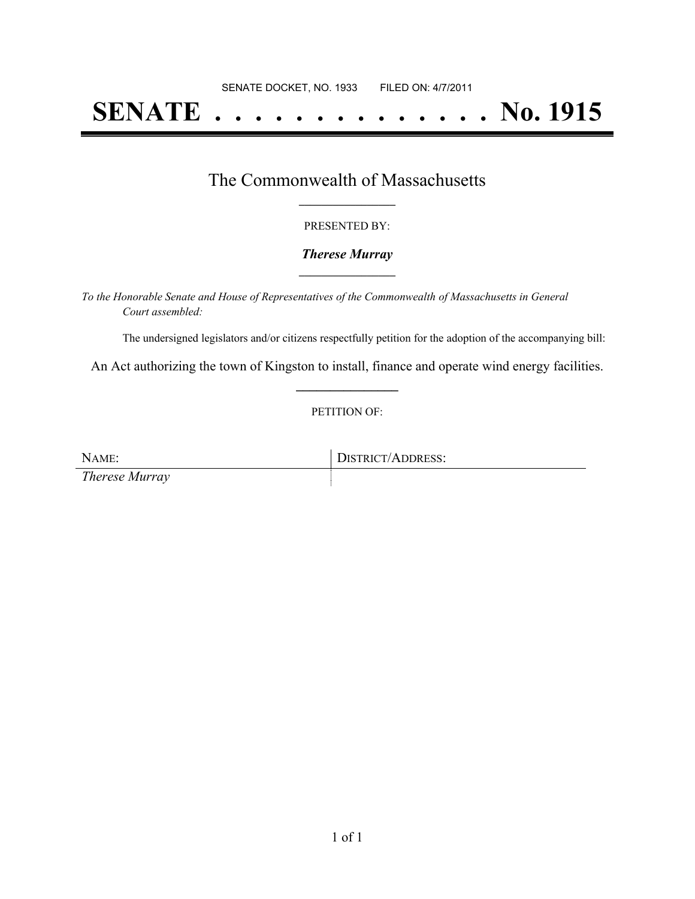SENATE DOCKET, NO. 1933        FILED ON: 4/7/2011

# SENATE . . . . . . . . . . . . . . No. 1915

## The Commonwealth of Massachusetts

PRESENTED BY:

***Therese Murray***

*To the Honorable Senate and House of Representatives of the Commonwealth of Massachusetts in General Court assembled:*

The undersigned legislators and/or citizens respectfully petition for the adoption of the accompanying bill:

An Act authorizing the town of Kingston to install, finance and operate wind energy facilities.

PETITION OF:

| NAME: | DISTRICT/ADDRESS: |
| --- | --- |
| *Therese Murray* | |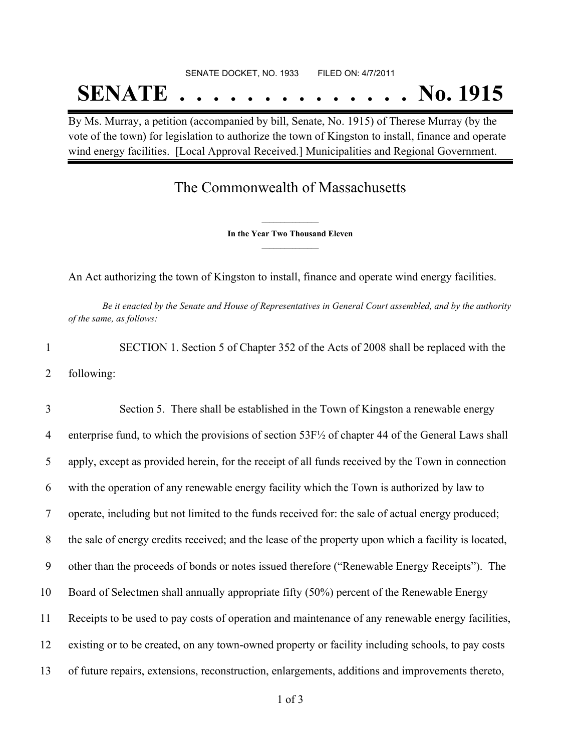SENATE DOCKET, NO. 1933        FILED ON: 4/7/2011

# SENATE . . . . . . . . . . . . . . No. 1915

By Ms. Murray, a petition (accompanied by bill, Senate, No. 1915) of Therese Murray (by the vote of the town) for legislation to authorize the town of Kingston to install, finance and operate wind energy facilities. [Local Approval Received.] Municipalities and Regional Government.

## The Commonwealth of Massachusetts

**In the Year Two Thousand Eleven**

An Act authorizing the town of Kingston to install, finance and operate wind energy facilities.

*Be it enacted by the Senate and House of Representatives in General Court assembled, and by the authority of the same, as follows:*

1 SECTION 1. Section 5 of Chapter 352 of the Acts of 2008 shall be replaced with the
2 following:

3 Section 5. There shall be established in the Town of Kingston a renewable energy
4 enterprise fund, to which the provisions of section 53F½ of chapter 44 of the General Laws shall
5 apply, except as provided herein, for the receipt of all funds received by the Town in connection
6 with the operation of any renewable energy facility which the Town is authorized by law to
7 operate, including but not limited to the funds received for: the sale of actual energy produced;
8 the sale of energy credits received; and the lease of the property upon which a facility is located,
9 other than the proceeds of bonds or notes issued therefore ("Renewable Energy Receipts"). The
10 Board of Selectmen shall annually appropriate fifty (50%) percent of the Renewable Energy
11 Receipts to be used to pay costs of operation and maintenance of any renewable energy facilities,
12 existing or to be created, on any town-owned property or facility including schools, to pay costs
13 of future repairs, extensions, reconstruction, enlargements, additions and improvements thereto,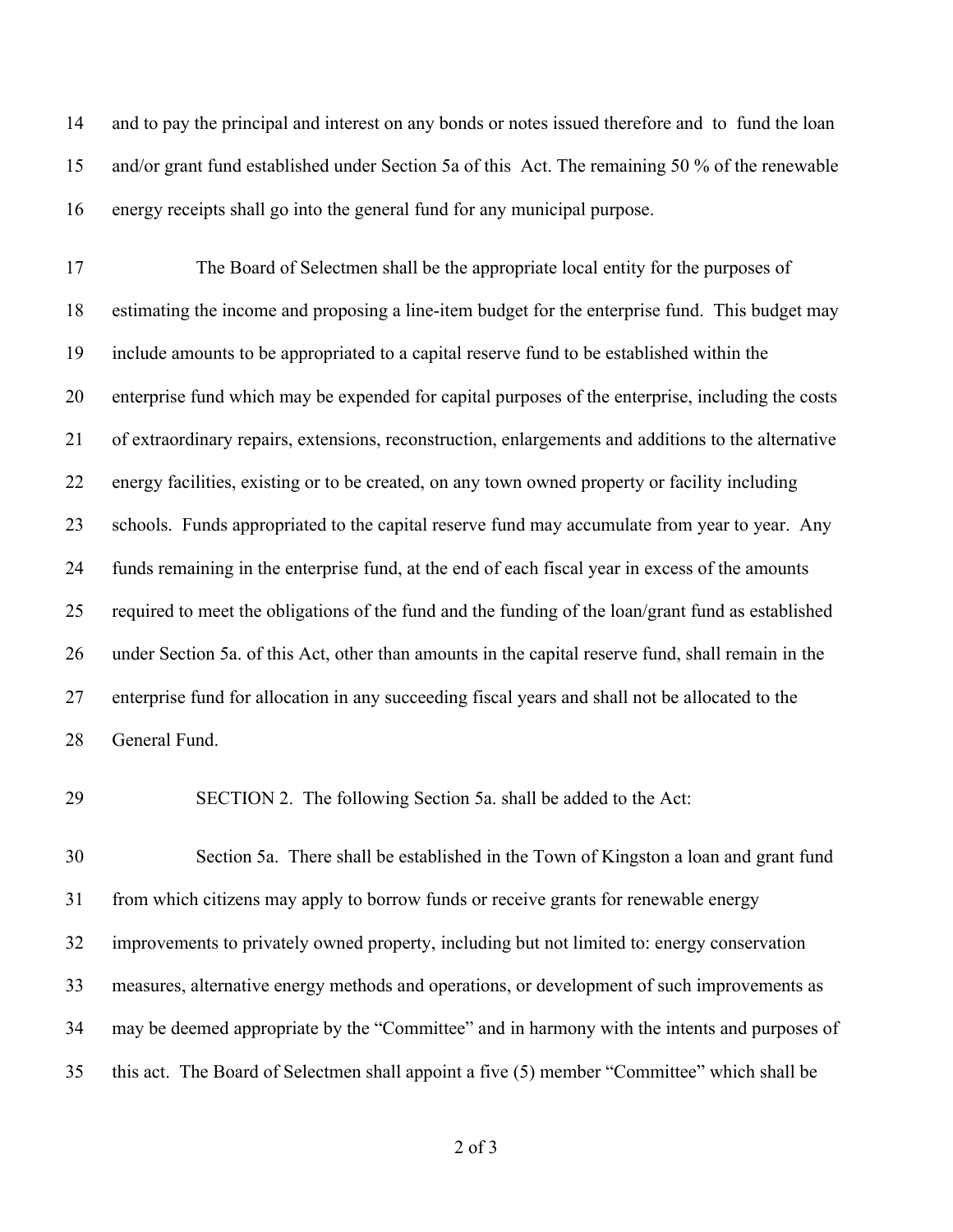14 and to pay the principal and interest on any bonds or notes issued therefore and to fund the loan
15 and/or grant fund established under Section 5a of this Act. The remaining 50 % of the renewable
16 energy receipts shall go into the general fund for any municipal purpose.

17 The Board of Selectmen shall be the appropriate local entity for the purposes of
18 estimating the income and proposing a line-item budget for the enterprise fund. This budget may
19 include amounts to be appropriated to a capital reserve fund to be established within the
20 enterprise fund which may be expended for capital purposes of the enterprise, including the costs
21 of extraordinary repairs, extensions, reconstruction, enlargements and additions to the alternative
22 energy facilities, existing or to be created, on any town owned property or facility including
23 schools. Funds appropriated to the capital reserve fund may accumulate from year to year. Any
24 funds remaining in the enterprise fund, at the end of each fiscal year in excess of the amounts
25 required to meet the obligations of the fund and the funding of the loan/grant fund as established
26 under Section 5a. of this Act, other than amounts in the capital reserve fund, shall remain in the
27 enterprise fund for allocation in any succeeding fiscal years and shall not be allocated to the
28 General Fund.

29 SECTION 2. The following Section 5a. shall be added to the Act:

30 Section 5a. There shall be established in the Town of Kingston a loan and grant fund
31 from which citizens may apply to borrow funds or receive grants for renewable energy
32 improvements to privately owned property, including but not limited to: energy conservation
33 measures, alternative energy methods and operations, or development of such improvements as
34 may be deemed appropriate by the "Committee" and in harmony with the intents and purposes of
35 this act. The Board of Selectmen shall appoint a five (5) member "Committee" which shall be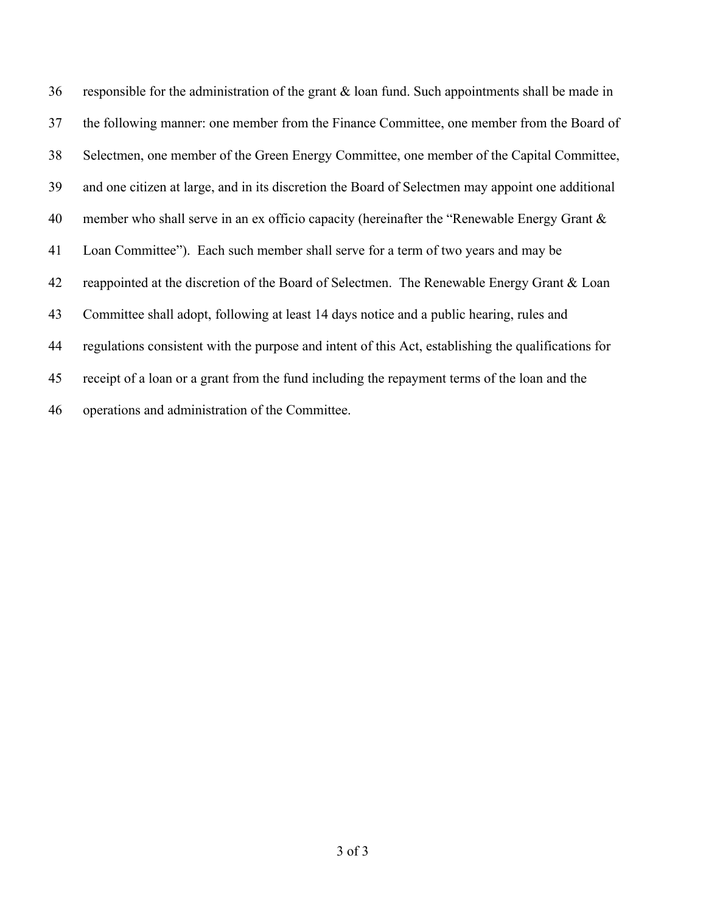responsible for the administration of the grant & loan fund. Such appointments shall be made in the following manner: one member from the Finance Committee, one member from the Board of Selectmen, one member of the Green Energy Committee, one member of the Capital Committee, and one citizen at large, and in its discretion the Board of Selectmen may appoint one additional member who shall serve in an ex officio capacity (hereinafter the "Renewable Energy Grant & Loan Committee"). Each such member shall serve for a term of two years and may be reappointed at the discretion of the Board of Selectmen. The Renewable Energy Grant & Loan Committee shall adopt, following at least 14 days notice and a public hearing, rules and regulations consistent with the purpose and intent of this Act, establishing the qualifications for receipt of a loan or a grant from the fund including the repayment terms of the loan and the operations and administration of the Committee.